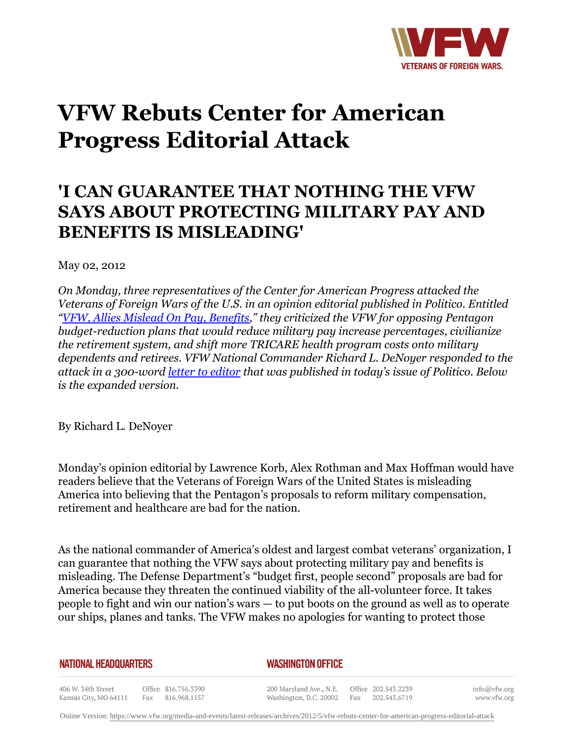# VFW Rebuts Center for American Progress Editorial Attack

## 'I CAN GUARANTEE THAT NOTHING THE VFW SAYS ABOUT PROTECTING MILITARY PAY AND BENEFITS IS MISLEADING'

May 02, 2012

*On Monday, three representatives of the Center for American Progress attacked the Veterans of Foreign Wars of the U.S. in an opinion editorial published in Politico. Entitled "[VFW, Allies Mislead On Pay, Benefits](#)," they criticized the VFW for opposing Pentagon budget-reduction plans that would reduce military pay increase percentages, civilianize the retirement system, and shift more TRICARE health program costs onto military dependents and retirees. VFW National Commander Richard L. DeNoyer responded to the attack in a 300-word [letter to editor](#) that was published in today's issue of Politico. Below is the expanded version.*

By Richard L. DeNoyer

Monday's opinion editorial by Lawrence Korb, Alex Rothman and Max Hoffman would have readers believe that the Veterans of Foreign Wars of the United States is misleading America into believing that the Pentagon's proposals to reform military compensation, retirement and healthcare are bad for the nation.

As the national commander of America's oldest and largest combat veterans' organization, I can guarantee that nothing the VFW says about protecting military pay and benefits is misleading. The Defense Department's "budget first, people second" proposals are bad for America because they threaten the continued viability of the all-volunteer force. It takes people to fight and win our nation's wars — to put boots on the ground as well as to operate our ships, planes and tanks. The VFW makes no apologies for wanting to protect those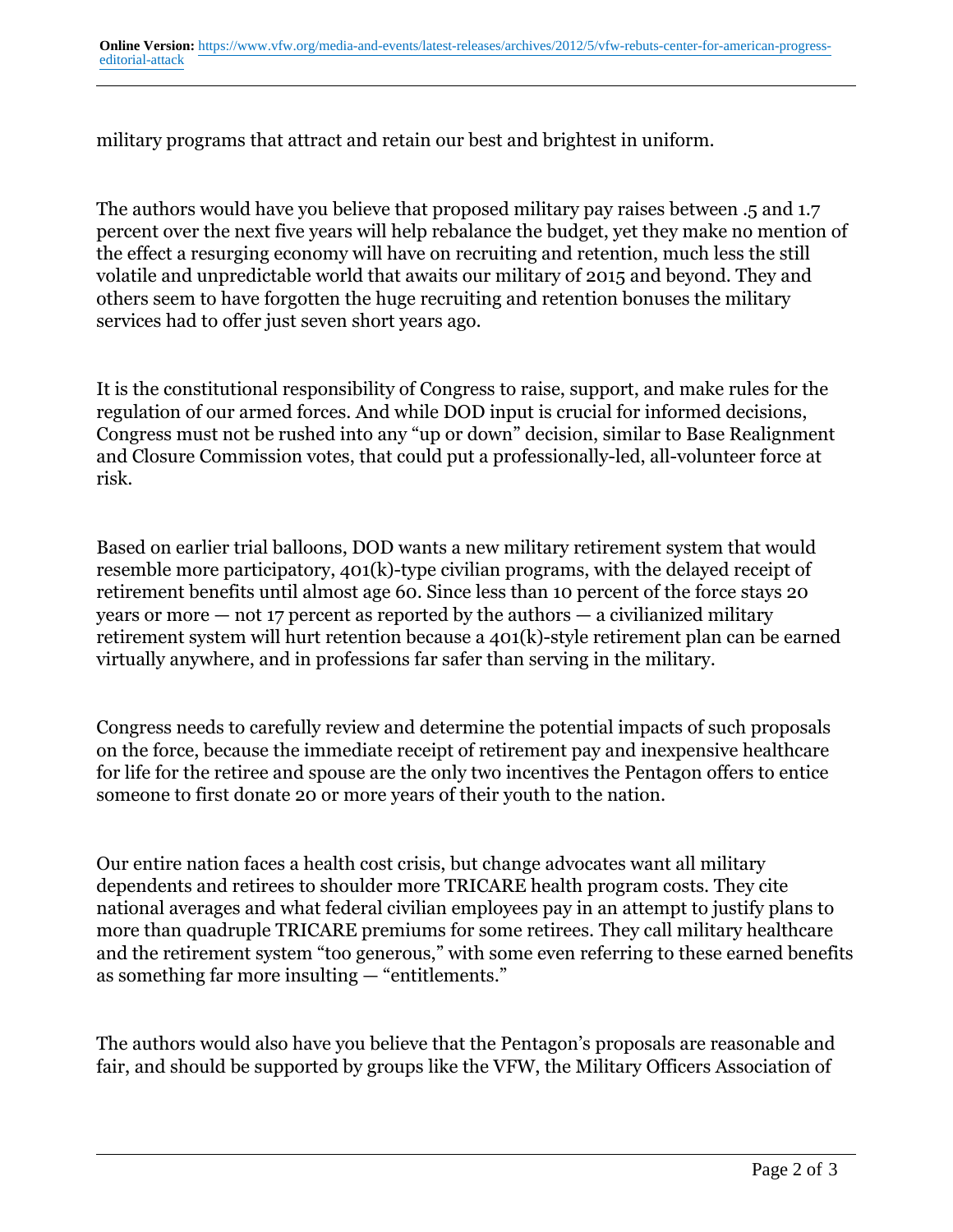military programs that attract and retain our best and brightest in uniform.

The authors would have you believe that proposed military pay raises between .5 and 1.7 percent over the next five years will help rebalance the budget, yet they make no mention of the effect a resurging economy will have on recruiting and retention, much less the still volatile and unpredictable world that awaits our military of 2015 and beyond. They and others seem to have forgotten the huge recruiting and retention bonuses the military services had to offer just seven short years ago.

It is the constitutional responsibility of Congress to raise, support, and make rules for the regulation of our armed forces. And while DOD input is crucial for informed decisions, Congress must not be rushed into any "up or down" decision, similar to Base Realignment and Closure Commission votes, that could put a professionally-led, all-volunteer force at risk.

Based on earlier trial balloons, DOD wants a new military retirement system that would resemble more participatory, 401(k)-type civilian programs, with the delayed receipt of retirement benefits until almost age 60. Since less than 10 percent of the force stays 20 years or more — not 17 percent as reported by the authors — a civilianized military retirement system will hurt retention because a 401(k)-style retirement plan can be earned virtually anywhere, and in professions far safer than serving in the military.

Congress needs to carefully review and determine the potential impacts of such proposals on the force, because the immediate receipt of retirement pay and inexpensive healthcare for life for the retiree and spouse are the only two incentives the Pentagon offers to entice someone to first donate 20 or more years of their youth to the nation.

Our entire nation faces a health cost crisis, but change advocates want all military dependents and retirees to shoulder more TRICARE health program costs. They cite national averages and what federal civilian employees pay in an attempt to justify plans to more than quadruple TRICARE premiums for some retirees. They call military healthcare and the retirement system "too generous," with some even referring to these earned benefits as something far more insulting — "entitlements."

The authors would also have you believe that the Pentagon's proposals are reasonable and fair, and should be supported by groups like the VFW, the Military Officers Association of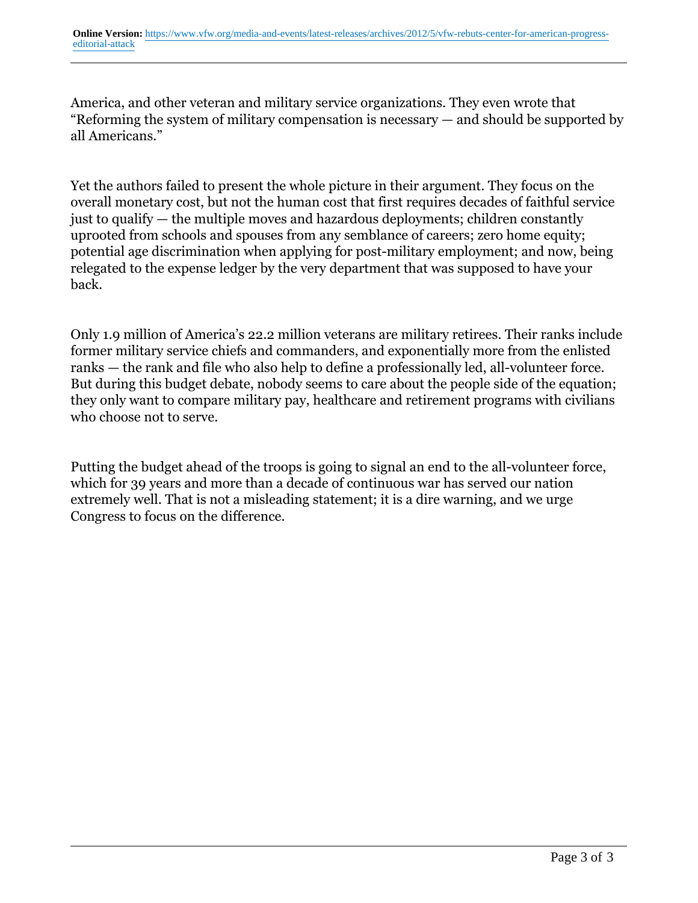America, and other veteran and military service organizations. They even wrote that "Reforming the system of military compensation is necessary — and should be supported by all Americans."

Yet the authors failed to present the whole picture in their argument. They focus on the overall monetary cost, but not the human cost that first requires decades of faithful service just to qualify — the multiple moves and hazardous deployments; children constantly uprooted from schools and spouses from any semblance of careers; zero home equity; potential age discrimination when applying for post-military employment; and now, being relegated to the expense ledger by the very department that was supposed to have your back.

Only 1.9 million of America's 22.2 million veterans are military retirees. Their ranks include former military service chiefs and commanders, and exponentially more from the enlisted ranks — the rank and file who also help to define a professionally led, all-volunteer force. But during this budget debate, nobody seems to care about the people side of the equation; they only want to compare military pay, healthcare and retirement programs with civilians who choose not to serve.

Putting the budget ahead of the troops is going to signal an end to the all-volunteer force, which for 39 years and more than a decade of continuous war has served our nation extremely well. That is not a misleading statement; it is a dire warning, and we urge Congress to focus on the difference.